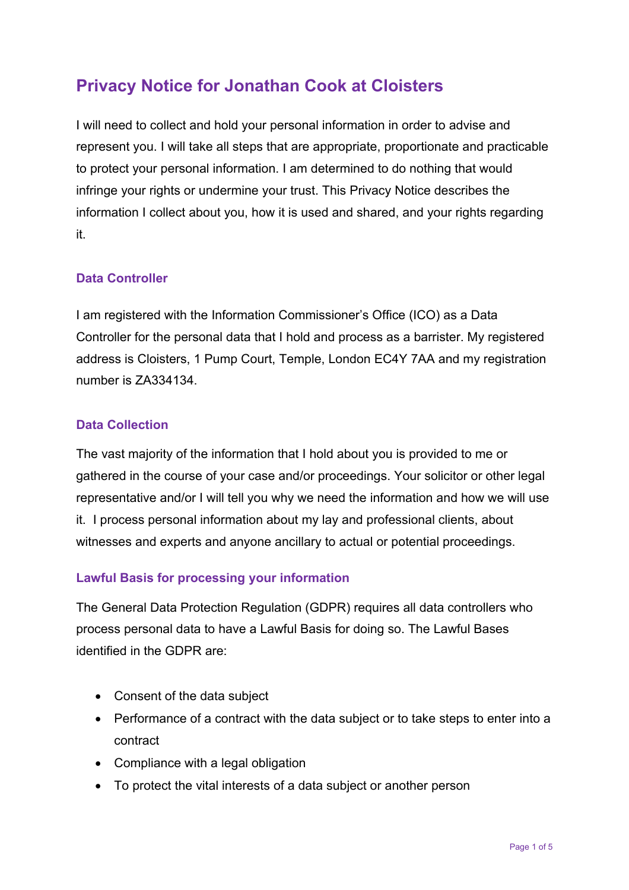# Privacy Notice for Jonathan Cook at Cloisters

I will need to collect and hold your personal information in order to advise and represent you. I will take all steps that are appropriate, proportionate and practicable to protect your personal information. I am determined to do nothing that would infringe your rights or undermine your trust. This Privacy Notice describes the information I collect about you, how it is used and shared, and your rights regarding it.

## Data Controller

I am registered with the Information Commissioner's Office (ICO) as a Data Controller for the personal data that I hold and process as a barrister. My registered address is Cloisters, 1 Pump Court, Temple, London EC4Y 7AA and my registration number is ZA334134.

## Data Collection

The vast majority of the information that I hold about you is provided to me or gathered in the course of your case and/or proceedings. Your solicitor or other legal representative and/or I will tell you why we need the information and how we will use it. I process personal information about my lay and professional clients, about witnesses and experts and anyone ancillary to actual or potential proceedings.

## Lawful Basis for processing your information

The General Data Protection Regulation (GDPR) requires all data controllers who process personal data to have a Lawful Basis for doing so. The Lawful Bases identified in the GDPR are:

- Consent of the data subject
- Performance of a contract with the data subject or to take steps to enter into a contract
- Compliance with a legal obligation
- To protect the vital interests of a data subject or another person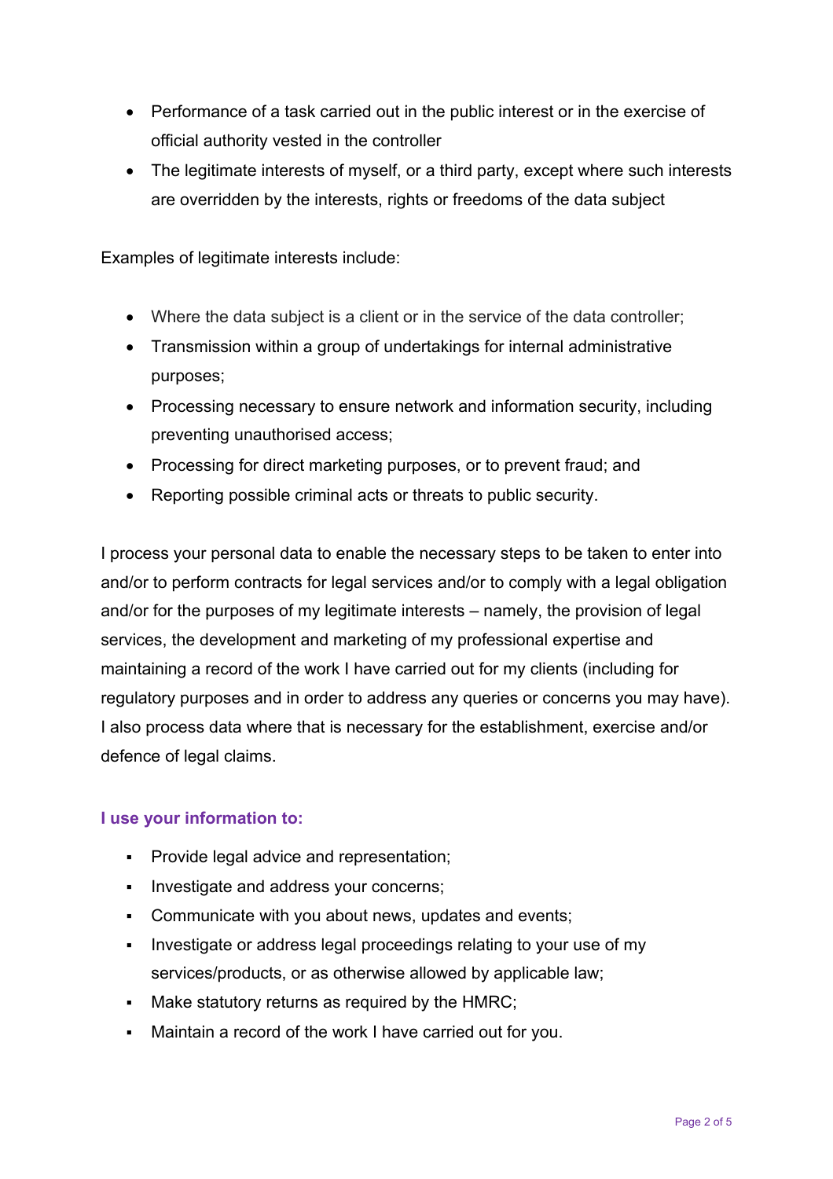- Performance of a task carried out in the public interest or in the exercise of official authority vested in the controller
- The legitimate interests of myself, or a third party, except where such interests are overridden by the interests, rights or freedoms of the data subject

Examples of legitimate interests include:

- Where the data subject is a client or in the service of the data controller;
- Transmission within a group of undertakings for internal administrative purposes;
- Processing necessary to ensure network and information security, including preventing unauthorised access;
- Processing for direct marketing purposes, or to prevent fraud; and
- Reporting possible criminal acts or threats to public security.

I process your personal data to enable the necessary steps to be taken to enter into and/or to perform contracts for legal services and/or to comply with a legal obligation and/or for the purposes of my legitimate interests – namely, the provision of legal services, the development and marketing of my professional expertise and maintaining a record of the work I have carried out for my clients (including for regulatory purposes and in order to address any queries or concerns you may have). I also process data where that is necessary for the establishment, exercise and/or defence of legal claims.

### I use your information to:

- Provide legal advice and representation;
- Investigate and address your concerns;
- Communicate with you about news, updates and events;
- Investigate or address legal proceedings relating to your use of my services/products, or as otherwise allowed by applicable law;
- Make statutory returns as required by the HMRC;
- Maintain a record of the work I have carried out for you.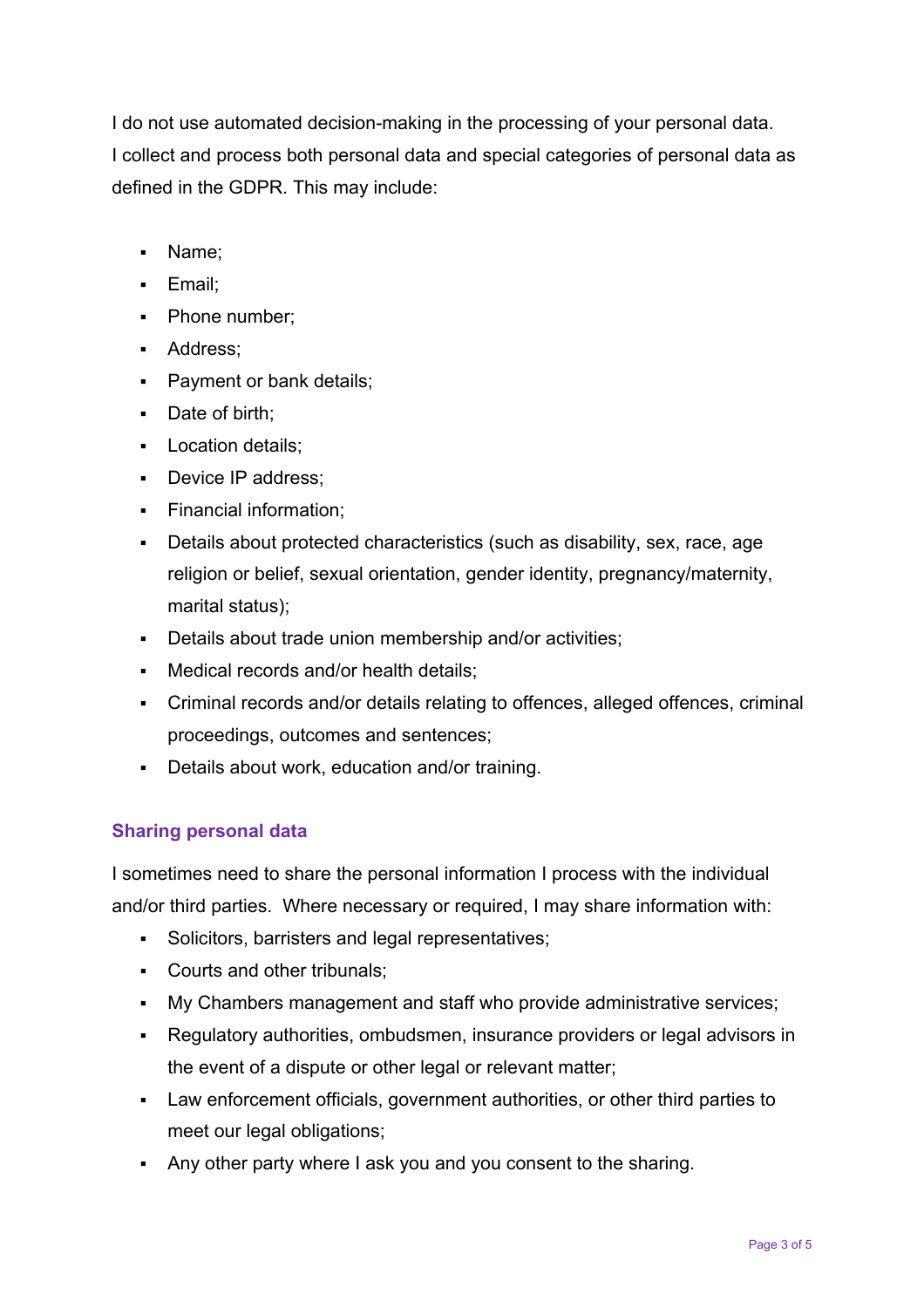I do not use automated decision-making in the processing of your personal data. I collect and process both personal data and special categories of personal data as defined in the GDPR. This may include:

- Name;
- Email;
- Phone number;
- Address;
- Payment or bank details;
- Date of birth;
- Location details;
- Device IP address;
- Financial information;
- Details about protected characteristics (such as disability, sex, race, age religion or belief, sexual orientation, gender identity, pregnancy/maternity, marital status);
- Details about trade union membership and/or activities;
- Medical records and/or health details;
- Criminal records and/or details relating to offences, alleged offences, criminal proceedings, outcomes and sentences;
- Details about work, education and/or training.

## Sharing personal data

I sometimes need to share the personal information I process with the individual and/or third parties. Where necessary or required, I may share information with:

- Solicitors, barristers and legal representatives;
- Courts and other tribunals;
- My Chambers management and staff who provide administrative services;
- Regulatory authorities, ombudsmen, insurance providers or legal advisors in the event of a dispute or other legal or relevant matter;
- Law enforcement officials, government authorities, or other third parties to meet our legal obligations;
- Any other party where I ask you and you consent to the sharing.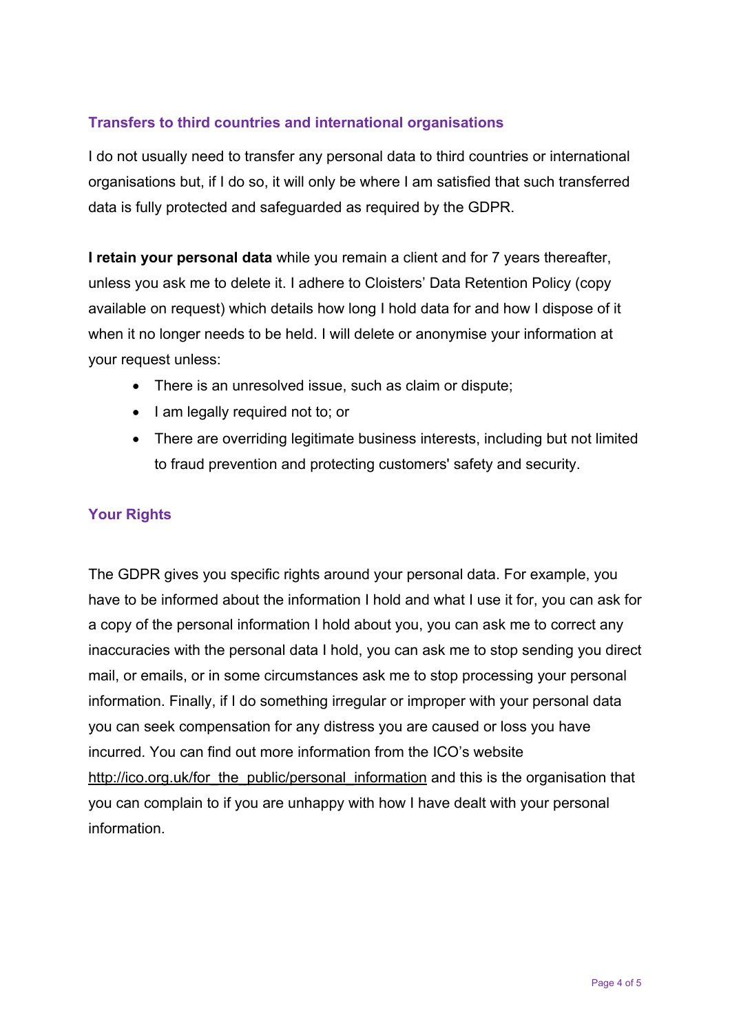### Transfers to third countries and international organisations

I do not usually need to transfer any personal data to third countries or international organisations but, if I do so, it will only be where I am satisfied that such transferred data is fully protected and safeguarded as required by the GDPR.

**I retain your personal data** while you remain a client and for 7 years thereafter, unless you ask me to delete it. I adhere to Cloisters' Data Retention Policy (copy available on request) which details how long I hold data for and how I dispose of it when it no longer needs to be held. I will delete or anonymise your information at your request unless:

- There is an unresolved issue, such as claim or dispute;
- I am legally required not to; or
- There are overriding legitimate business interests, including but not limited to fraud prevention and protecting customers' safety and security.

### Your Rights

The GDPR gives you specific rights around your personal data. For example, you have to be informed about the information I hold and what I use it for, you can ask for a copy of the personal information I hold about you, you can ask me to correct any inaccuracies with the personal data I hold, you can ask me to stop sending you direct mail, or emails, or in some circumstances ask me to stop processing your personal information. Finally, if I do something irregular or improper with your personal data you can seek compensation for any distress you are caused or loss you have incurred. You can find out more information from the ICO's website http://ico.org.uk/for_the_public/personal_information and this is the organisation that you can complain to if you are unhappy with how I have dealt with your personal information.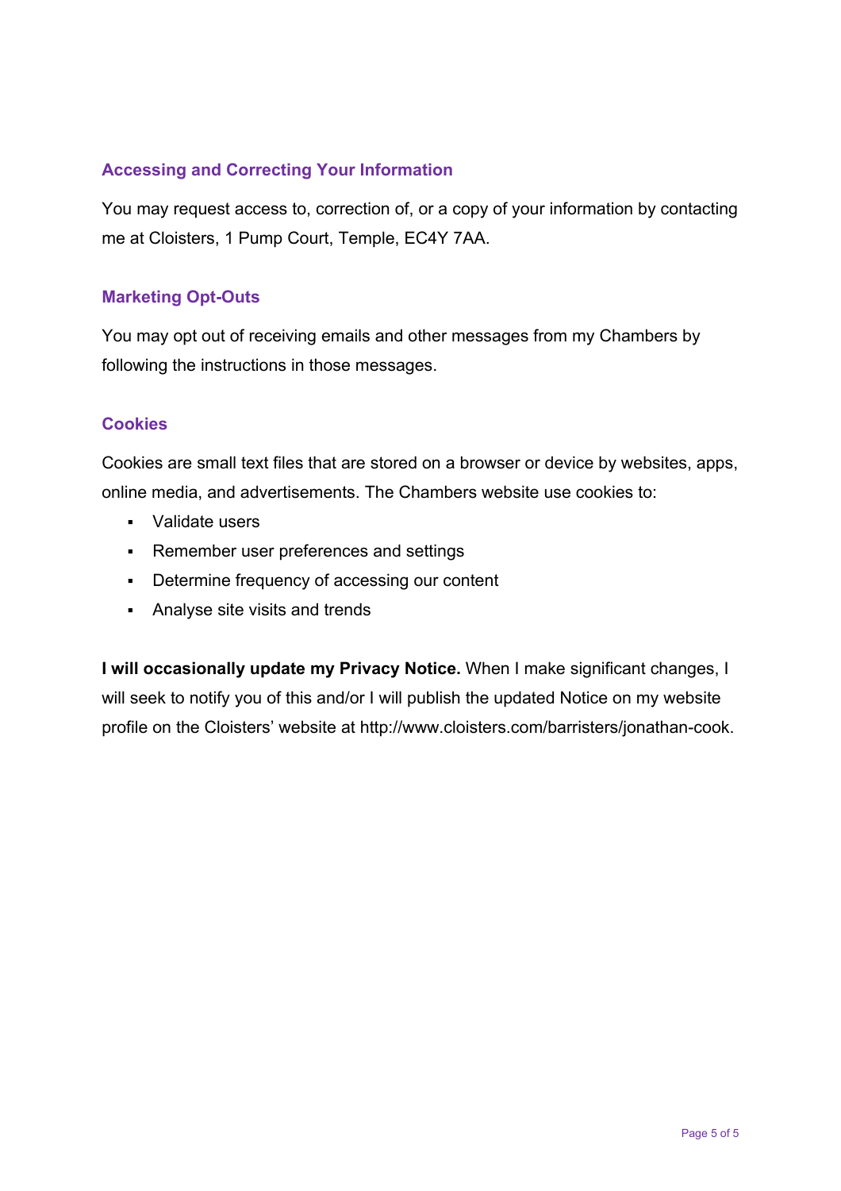### Accessing and Correcting Your Information

You may request access to, correction of, or a copy of your information by contacting me at Cloisters, 1 Pump Court, Temple, EC4Y 7AA.

### Marketing Opt-Outs

You may opt out of receiving emails and other messages from my Chambers by following the instructions in those messages.

### Cookies

Cookies are small text files that are stored on a browser or device by websites, apps, online media, and advertisements. The Chambers website use cookies to:

- Validate users
- Remember user preferences and settings
- Determine frequency of accessing our content
- Analyse site visits and trends

**I will occasionally update my Privacy Notice.** When I make significant changes, I will seek to notify you of this and/or I will publish the updated Notice on my website profile on the Cloisters' website at http://www.cloisters.com/barristers/jonathan-cook.